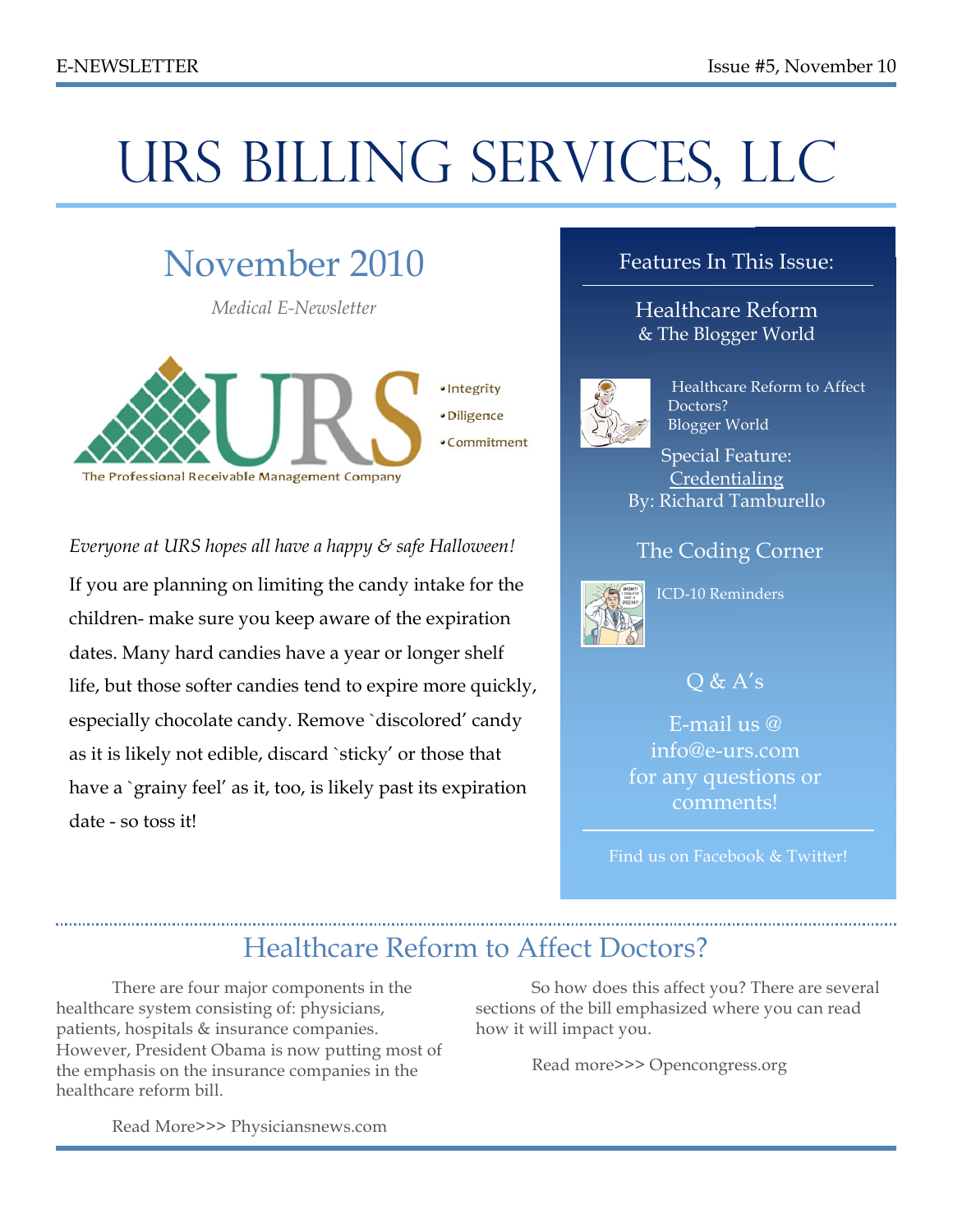# URS Billing Services, LLC

## November 2010

*Medical E-Newsletter*

- Integrity
- Diligence
- Commitment

The Professional Receivable Management Company

*Everyone at URS hopes all have a happy & safe Halloween!*

If you are planning on limiting the candy intake for the children- make sure you keep aware of the expiration dates. Many hard candies have a year or longer shelf life, but those softer candies tend to expire more quickly, especially chocolate candy. Remove `discolored' candy as it is likely not edible, discard `sticky' or those that have a `grainy feel' as it, too, is likely past its expiration date - so toss it!

### Features In This Issue:

**Healthcare Reform & The Blogger World**

- Healthcare Reform to Affect Doctors?
- Blogger World

Special Feature: Credentialing
By: Richard Tamburello

**The Coding Corner**

- ICD-10 Reminders

**Q & A's**

E-mail us @ info@e-urs.com for any questions or comments!

Find us on Facebook & Twitter!

## Healthcare Reform to Affect Doctors?

There are four major components in the healthcare system consisting of: physicians, patients, hospitals & insurance companies. However, President Obama is now putting most of the emphasis on the insurance companies in the healthcare reform bill.

Read More>>> Physiciansnews.com

So how does this affect you? There are several sections of the bill emphasized where you can read how it will impact you.

Read more>>> Opencongress.org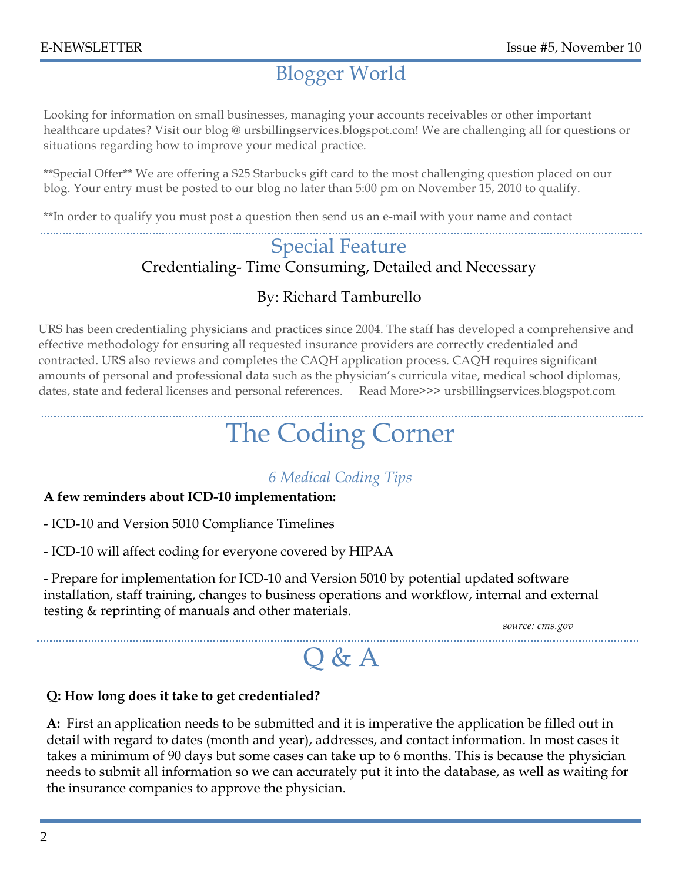# Blogger World

Looking for information on small businesses, managing your accounts receivables or other important healthcare updates? Visit our blog @ ursbillingservices.blogspot.com! We are challenging all for questions or situations regarding how to improve your medical practice.

**Special Offer** We are offering a $25 Starbucks gift card to the most challenging question placed on our blog. Your entry must be posted to our blog no later than 5:00 pm on November 15, 2010 to qualify.

**In order to qualify you must post a question then send us an e-mail with your name and contact

# Special Feature

## Credentialing- Time Consuming, Detailed and Necessary

### By: Richard Tamburello

URS has been credentialing physicians and practices since 2004. The staff has developed a comprehensive and effective methodology for ensuring all requested insurance providers are correctly credentialed and contracted. URS also reviews and completes the CAQH application process. CAQH requires significant amounts of personal and professional data such as the physician's curricula vitae, medical school diplomas, dates, state and federal licenses and personal references. Read More>>> ursbillingservices.blogspot.com

# The Coding Corner

*6 Medical Coding Tips*

**A few reminders about ICD-10 implementation:**

- ICD-10 and Version 5010 Compliance Timelines

- ICD-10 will affect coding for everyone covered by HIPAA

- Prepare for implementation for ICD-10 and Version 5010 by potential updated software installation, staff training, changes to business operations and workflow, internal and external testing & reprinting of manuals and other materials.

*source: cms.gov*

# Q & A

**Q: How long does it take to get credentialed?**

**A:** First an application needs to be submitted and it is imperative the application be filled out in detail with regard to dates (month and year), addresses, and contact information. In most cases it takes a minimum of 90 days but some cases can take up to 6 months. This is because the physician needs to submit all information so we can accurately put it into the database, as well as waiting for the insurance companies to approve the physician.